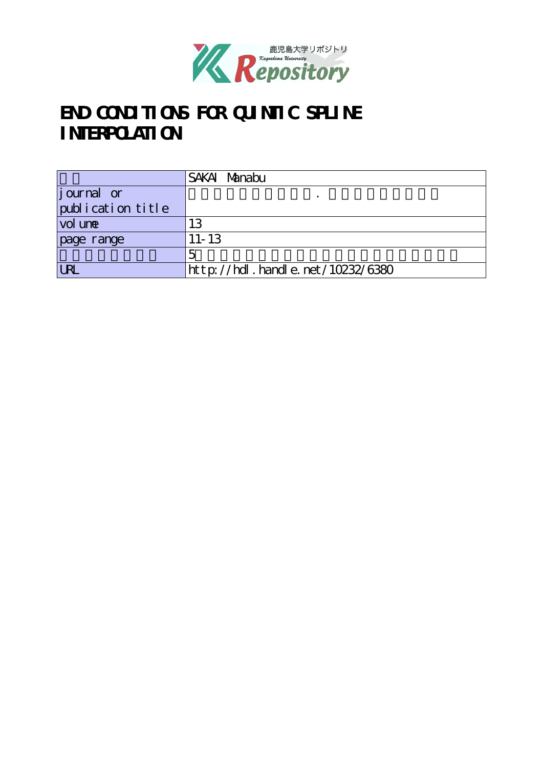# END CONDITIONS FOR QUINTIC SPLINE INTERPOLATION

| | SAKAI Manabu |
|---|---|
| journal or publication title | |
| volume | 13 |
| page range | 11-13 |
| | 5 |
| URL | http://hdl.handle.net/10232/6380 |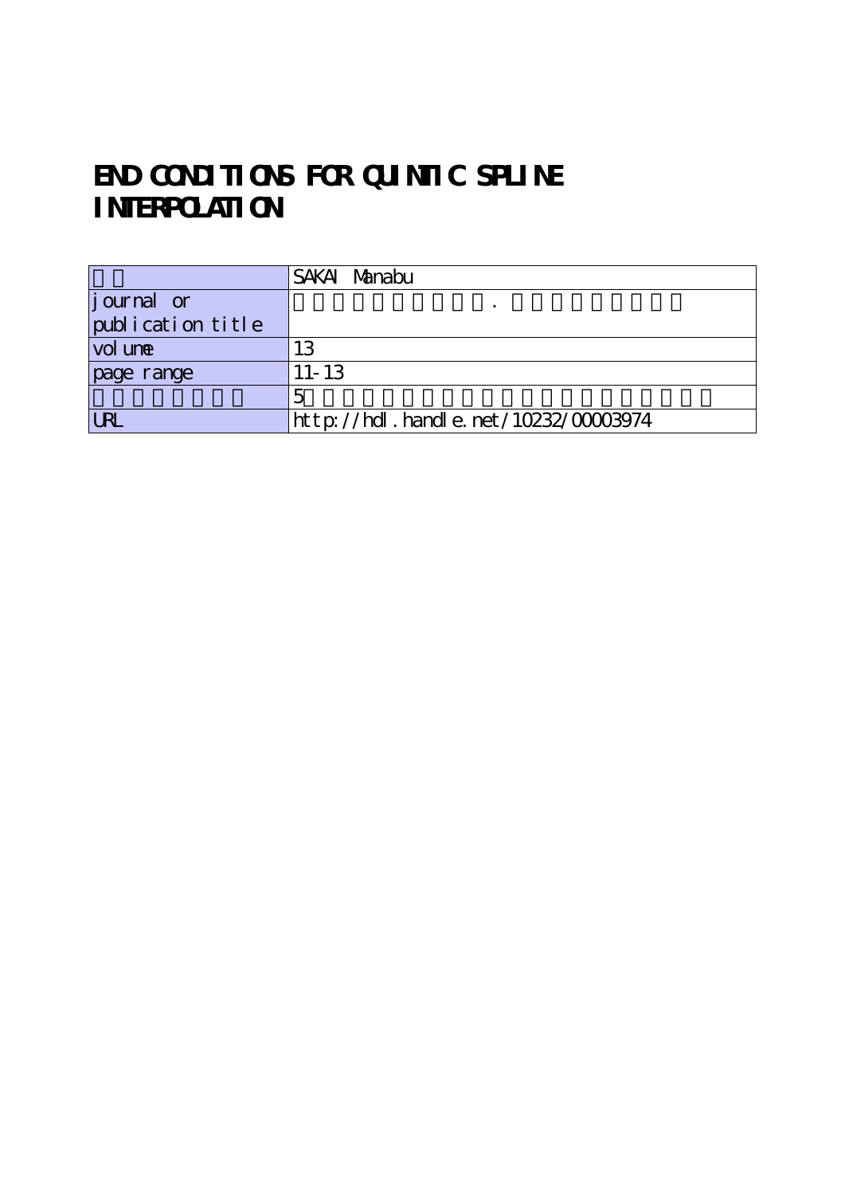# END CONDITIONS FOR QUINTIC SPLINE INTERPOLATION

| | |
|---|---|
| | SAKAI Manabu |
| journal or publication title | . |
| volume | 13 |
| page range | 11-13 |
| | 5 |
| URL | http://hdl.handle.net/10232/00003974 |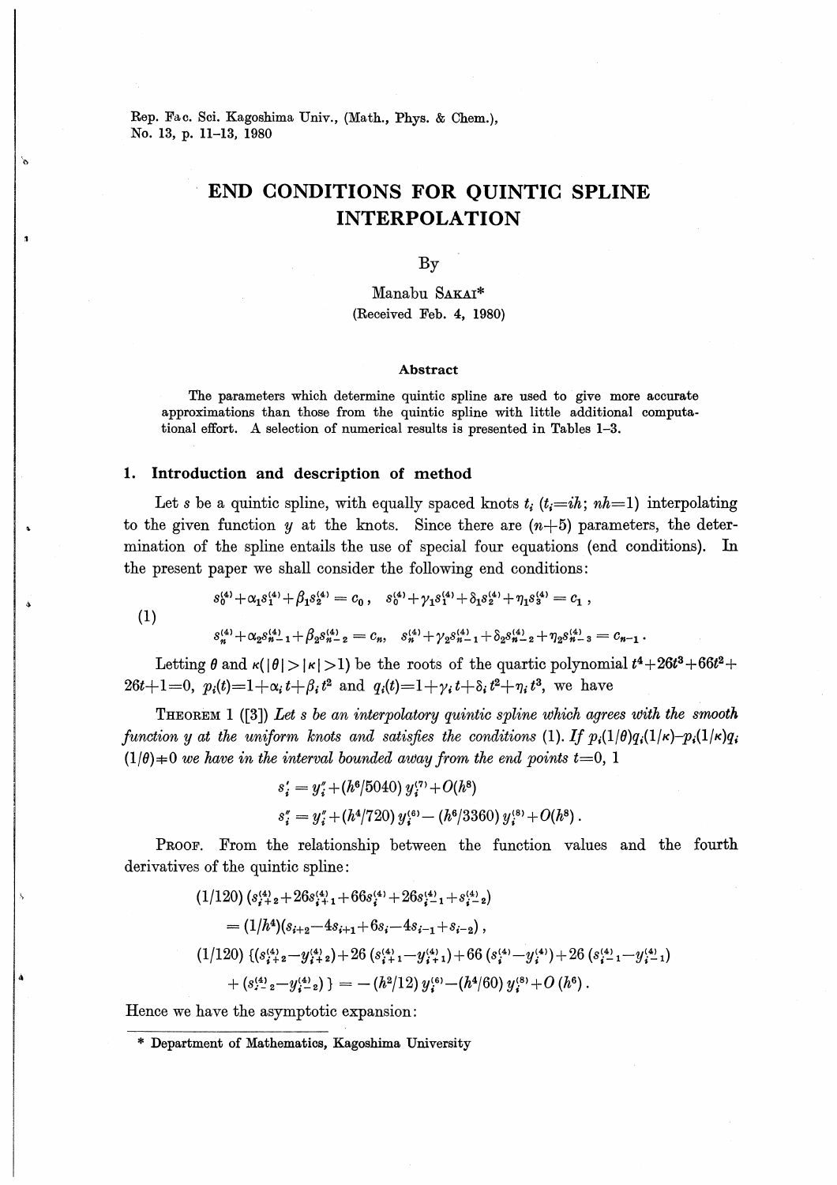Rep. Fac. Sci. Kagoshima Univ., (Math., Phys. & Chem.),
No. 13, p. 11–13, 1980

# END CONDITIONS FOR QUINTIC SPLINE INTERPOLATION

By

Manabu SAKAI*

(Received Feb. 4, 1980)

### Abstract

The parameters which determine quintic spline are used to give more accurate approximations than those from the quintic spline with little additional computational effort. A selection of numerical results is presented in Tables 1–3.

## 1. Introduction and description of method

Let $s$ be a quintic spline, with equally spaced knots $t_i$ ($t_i=ih$; $nh=1$) interpolating to the given function $y$ at the knots. Since there are $(n+5)$ parameters, the determination of the spline entails the use of special four equations (end conditions). In the present paper we shall consider the following end conditions:

$$
(1)\qquad
\begin{aligned}
&s_0^{(4)}+\alpha_1 s_1^{(4)}+\beta_1 s_2^{(4)}=c_0\,, \quad s_0^{(4)}+\gamma_1 s_1^{(4)}+\delta_1 s_2^{(4)}+\eta_1 s_3^{(4)}=c_1\,,\\
&s_n^{(4)}+\alpha_2 s_{n-1}^{(4)}+\beta_2 s_{n-2}^{(4)}=c_n, \quad s_n^{(4)}+\gamma_2 s_{n-1}^{(4)}+\delta_2 s_{n-2}^{(4)}+\eta_2 s_{n-3}^{(4)}=c_{n-1}\,.
\end{aligned}
$$

Letting $\theta$ and $\kappa$ ($|\theta|>|\kappa|>1$) be the roots of the quartic polynomial $t^4+26t^3+66t^2+26t+1=0$, $p_i(t)=1+\alpha_i t+\beta_i t^2$ and $q_i(t)=1+\gamma_i t+\delta_i t^2+\eta_i t^3$, we have

THEOREM 1 ([3]) *Let $s$ be an interpolatory quintic spline which agrees with the smooth function $y$ at the uniform knots and satisfies the conditions* (1). *If $p_i(1/\theta)q_i(1/\kappa)-p_i(1/\kappa)q_i(1/\theta)\neq 0$ we have in the interval bounded away from the end points $t=0, 1$*

$$
\begin{aligned}
s_i' &= y_i'+(h^6/5040)\,y_i^{(7)}+O(h^8)\\
s_i'' &= y_i''+(h^4/720)\,y_i^{(6)}-(h^6/3360)\,y_i^{(8)}+O(h^8)\,.
\end{aligned}
$$

PROOF. From the relationship between the function values and the fourth derivatives of the quintic spline:

$$
\begin{aligned}
&(1/120)\,(s_{i+2}^{(4)}+26s_{i+1}^{(4)}+66s_i^{(4)}+26s_{i-1}^{(4)}+s_{i-2}^{(4)})\\
&\quad=(1/h^4)(s_{i+2}-4s_{i+1}+6s_i-4s_{i-1}+s_{i-2})\,,\\
&(1/120)\,\{(s_{i+2}^{(4)}-y_{i+2}^{(4)})+26\,(s_{i+1}^{(4)}-y_{i+1}^{(4)})+66\,(s_i^{(4)}-y_i^{(4)})+26\,(s_{i-1}^{(4)}-y_{i-1}^{(4)})\\
&\quad+(s_{i-2}^{(4)}-y_{i-2}^{(4)})\}=-(h^2/12)\,y_i^{(6)}-(h^4/60)\,y_i^{(8)}+O\,(h^6)\,.
\end{aligned}
$$

Hence we have the asymptotic expansion:

---

\* Department of Mathematics, Kagoshima University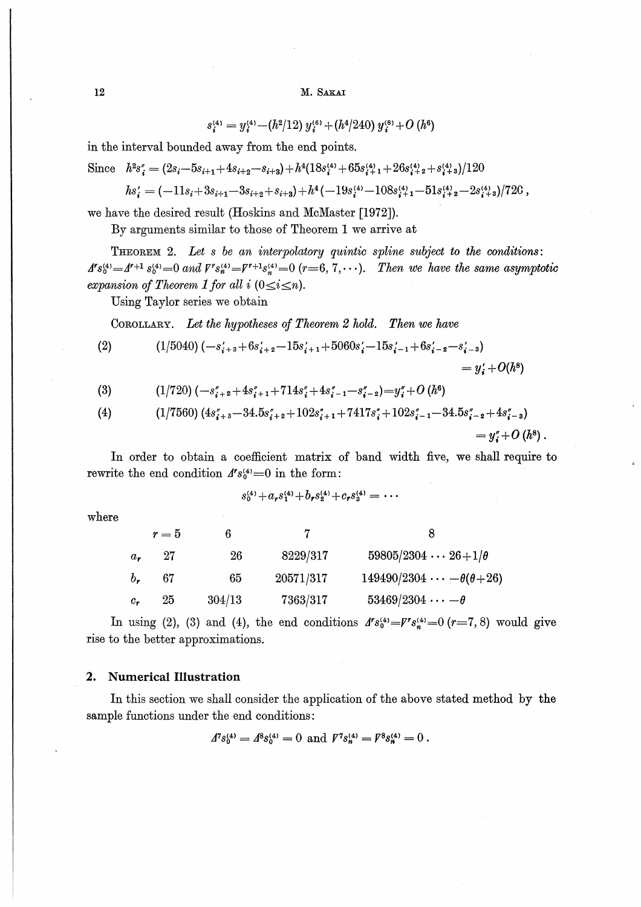$$s_i^{(4)} = y_i^{(4)} - (h^2/12)\, y_i^{(6)} + (h^4/240)\, y_i^{(8)} + O(h^6)$$

in the interval bounded away from the end points.

Since $h^2 s_i'' = (2s_i - 5s_{i+1} + 4s_{i+2} - s_{i+3}) + h^4(18s_i^{(4)} + 65s_{i+1}^{(4)} + 26s_{i+2}^{(4)} + s_{i+3}^{(4)})/120$

$$hs_i' = (-11s_i + 3s_{i+1} - 3s_{i+2} + s_{i+3}) + h^4(-19s_i^{(4)} - 108s_{i+1}^{(4)} - 51s_{i+2}^{(4)} - 2s_{i+3}^{(4)})/720\,,$$

we have the desired result (Hoskins and McMaster [1972]).

By arguments similar to those of Theorem 1 we arrive at

THEOREM 2. *Let $s$ be an interpolatory quintic spline subject to the conditions: $\Delta^r s_0^{(4)} = \Delta^{r+1} s_0^{(4)} = 0$ and $\nabla^r s_n^{(4)} = \nabla^{r+1} s_n^{(4)} = 0$ $(r = 6, 7, \cdots)$. Then we have the same asymptotic expansion of Theorem 1 for all $i$ $(0 \leq i \leq n)$.*

Using Taylor series we obtain

COROLLARY. *Let the hypotheses of Theorem 2 hold. Then we have*

$$(1/5040)\,(-s_{i+3}' + 6s_{i+2}' - 15s_{i+1}' + 5060s_i' - 15s_{i-1}' + 6s_{i-2}' - s_{i-3}') = y_i' + O(h^8) \tag{2}$$

$$(1/720)\,(-s_{i+2}'' + 4s_{i+1}'' + 714s_i'' + 4s_{i-1}'' - s_{i-2}'') = y_i'' + O(h^6) \tag{3}$$

$$(1/7560)\,(4s_{i+3}'' - 34.5s_{i+2}'' + 102s_{i+1}'' + 7417s_i'' + 102s_{i-1}'' - 34.5s_{i-2}'' + 4s_{i-3}'') = y_i'' + O(h^8)\,. \tag{4}$$

In order to obtain a coefficient matrix of band width five, we shall require to rewrite the end condition $\Delta^r s_0^{(4)} = 0$ in the form:

$$s_0^{(4)} + a_r s_1^{(4)} + b_r s_2^{(4)} + c_r s_3^{(4)} = \cdots$$

where

| | $r=5$ | 6 | 7 | 8 | |
|---|---|---|---|---|---|
| $a_r$ | 27 | 26 | 8229/317 | 59805/2304 | $\cdots\ 26 + 1/\theta$ |
| $b_r$ | 67 | 65 | 20571/317 | 149490/2304 | $\cdots\ -\theta(\theta+26)$ |
| $c_r$ | 25 | 304/13 | 7363/317 | 53469/2304 | $\cdots\ -\theta$ |

In using (2), (3) and (4), the end conditions $\Delta^r s_0^{(4)} = \nabla^r s_n^{(4)} = 0$ $(r = 7, 8)$ would give rise to the better approximations.

## 2. Numerical Illustration

In this section we shall consider the application of the above stated method by the sample functions under the end conditions:

$$\Delta^7 s_0^{(4)} = \Delta^8 s_0^{(4)} = 0 \text{ and } \nabla^7 s_n^{(4)} = \nabla^8 s_n^{(4)} = 0\,.$$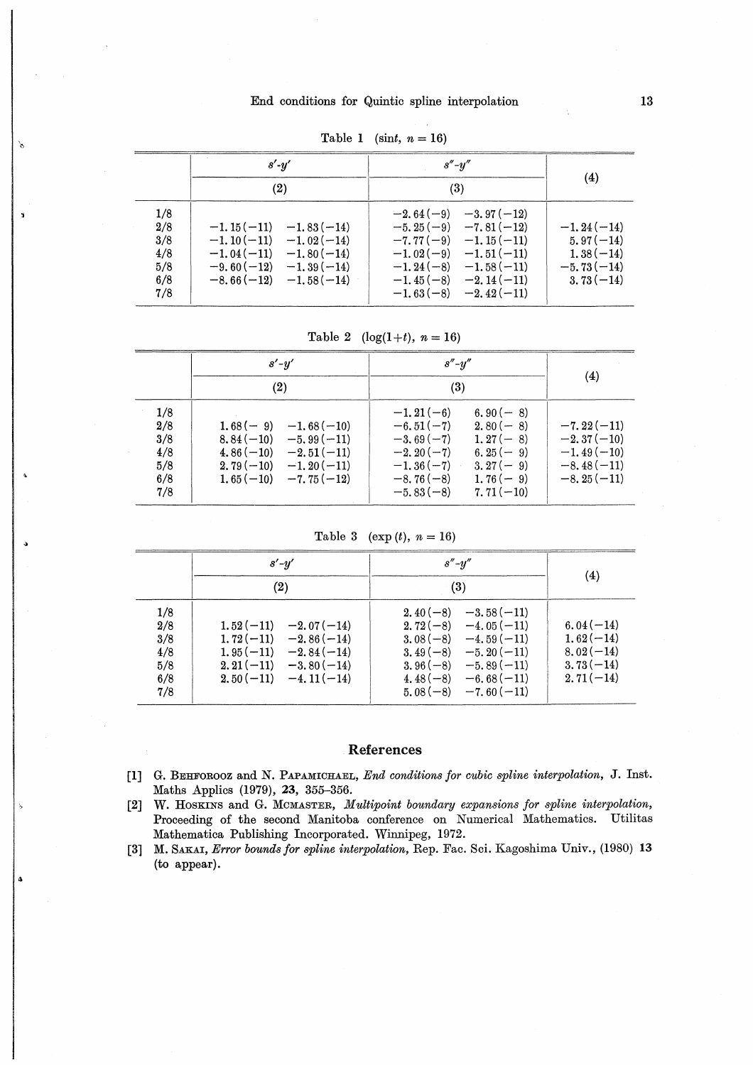Table 1 ($\sin t$, $n = 16$)

| | $s'$-$y'$ | | $s''$-$y''$ | | (4) |
|---|---|---|---|---|---|
| | (2) | | (3) | | |
| 1/8 | | | $-2.64(-9)$ | $-3.97(-12)$ | |
| 2/8 | $-1.15(-11)$ | $-1.83(-14)$ | $-5.25(-9)$ | $-7.81(-12)$ | $-1.24(-14)$ |
| 3/8 | $-1.10(-11)$ | $-1.02(-14)$ | $-7.77(-9)$ | $-1.15(-11)$ | $5.97(-14)$ |
| 4/8 | $-1.04(-11)$ | $-1.80(-14)$ | $-1.02(-9)$ | $-1.51(-11)$ | $1.38(-14)$ |
| 5/8 | $-9.60(-12)$ | $-1.39(-14)$ | $-1.24(-8)$ | $-1.58(-11)$ | $-5.73(-14)$ |
| 6/8 | $-8.66(-12)$ | $-1.58(-14)$ | $-1.45(-8)$ | $-2.14(-11)$ | $3.73(-14)$ |
| 7/8 | | | $-1.63(-8)$ | $-2.42(-11)$ | |

Table 2 ($\log(1+t)$, $n = 16$)

| | $s'$-$y'$ | | $s''$-$y''$ | | (4) |
|---|---|---|---|---|---|
| | (2) | | (3) | | |
| 1/8 | | | $-1.21(-6)$ | $6.90(-8)$ | |
| 2/8 | $1.68(-9)$ | $-1.68(-10)$ | $-6.51(-7)$ | $2.80(-8)$ | $-7.22(-11)$ |
| 3/8 | $8.84(-10)$ | $-5.99(-11)$ | $-3.69(-7)$ | $1.27(-8)$ | $-2.37(-10)$ |
| 4/8 | $4.86(-10)$ | $-2.51(-11)$ | $-2.20(-7)$ | $6.25(-9)$ | $-1.49(-10)$ |
| 5/8 | $2.79(-10)$ | $-1.20(-11)$ | $-1.36(-7)$ | $3.27(-9)$ | $-8.48(-11)$ |
| 6/8 | $1.65(-10)$ | $-7.75(-12)$ | $-8.76(-8)$ | $1.76(-9)$ | $-8.25(-11)$ |
| 7/8 | | | $-5.83(-8)$ | $7.71(-10)$ | |

Table 3 ($\exp(t)$, $n = 16$)

| | $s'$-$y'$ | | $s''$-$y''$ | | (4) |
|---|---|---|---|---|---|
| | (2) | | (3) | | |
| 1/8 | | | $2.40(-8)$ | $-3.58(-11)$ | |
| 2/8 | $1.52(-11)$ | $-2.07(-14)$ | $2.72(-8)$ | $-4.05(-11)$ | $6.04(-14)$ |
| 3/8 | $1.72(-11)$ | $-2.86(-14)$ | $3.08(-8)$ | $-4.59(-11)$ | $1.62(-14)$ |
| 4/8 | $1.95(-11)$ | $-2.84(-14)$ | $3.49(-8)$ | $-5.20(-11)$ | $8.02(-14)$ |
| 5/8 | $2.21(-11)$ | $-3.80(-14)$ | $3.96(-8)$ | $-5.89(-11)$ | $3.73(-14)$ |
| 6/8 | $2.50(-11)$ | $-4.11(-14)$ | $4.48(-8)$ | $-6.68(-11)$ | $2.71(-14)$ |
| 7/8 | | | $5.08(-8)$ | $-7.60(-11)$ | |

## References

[1] G. Behforooz and N. Papamichael, *End conditions for cubic spline interpolation*, J. Inst. Maths Applics (1979), **23**, 355–356.

[2] W. Hoskins and G. McMaster, *Multipoint boundary expansions for spline interpolation*, Proceeding of the second Manitoba conference on Numerical Mathematics. Utilitas Mathematica Publishing Incorporated. Winnipeg, 1972.

[3] M. Sakai, *Error bounds for spline interpolation*, Rep. Fac. Sci. Kagoshima Univ., (1980) **13** (to appear).